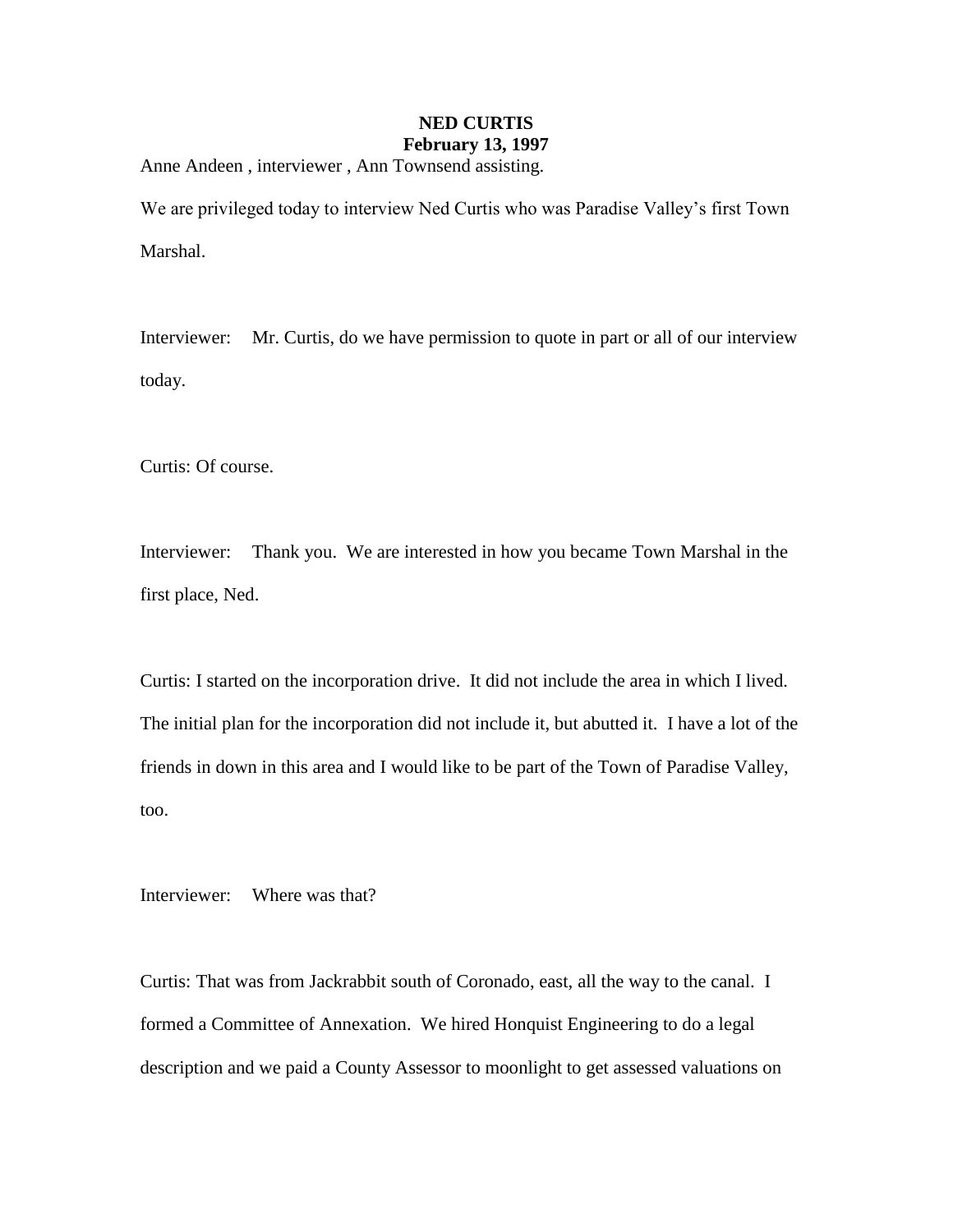# NED CURTIS
## February 13, 1997

Anne Andeen , interviewer , Ann Townsend assisting.

We are privileged today to interview Ned Curtis who was Paradise Valley's first Town Marshal.

Interviewer: Mr. Curtis, do we have permission to quote in part or all of our interview today.

Curtis: Of course.

Interviewer: Thank you. We are interested in how you became Town Marshal in the first place, Ned.

Curtis: I started on the incorporation drive. It did not include the area in which I lived. The initial plan for the incorporation did not include it, but abutted it. I have a lot of the friends in down in this area and I would like to be part of the Town of Paradise Valley, too.

Interviewer: Where was that?

Curtis: That was from Jackrabbit south of Coronado, east, all the way to the canal. I formed a Committee of Annexation. We hired Honquist Engineering to do a legal description and we paid a County Assessor to moonlight to get assessed valuations on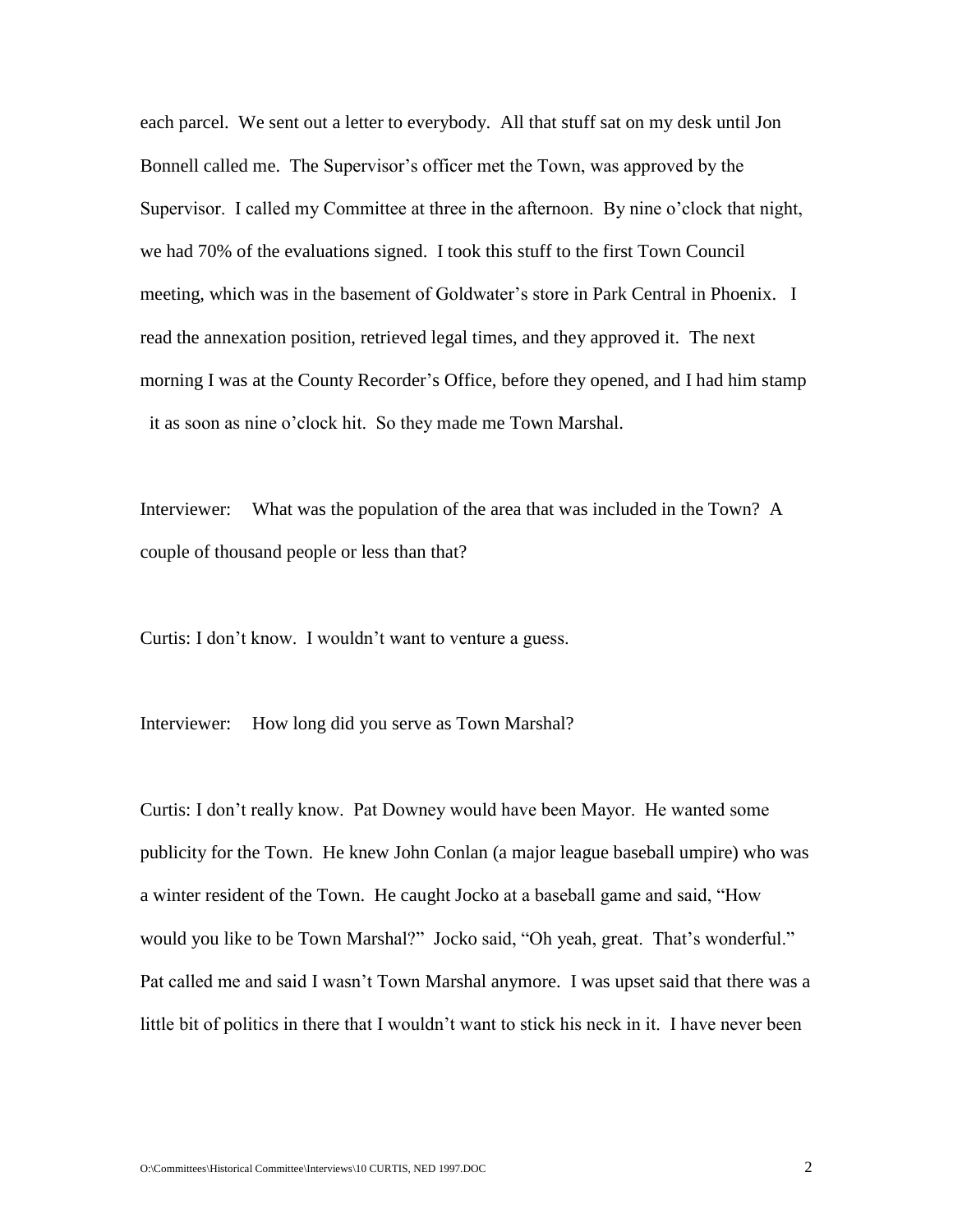each parcel. We sent out a letter to everybody. All that stuff sat on my desk until Jon Bonnell called me. The Supervisor's officer met the Town, was approved by the Supervisor. I called my Committee at three in the afternoon. By nine o'clock that night, we had 70% of the evaluations signed. I took this stuff to the first Town Council meeting, which was in the basement of Goldwater's store in Park Central in Phoenix. I read the annexation position, retrieved legal times, and they approved it. The next morning I was at the County Recorder's Office, before they opened, and I had him stamp it as soon as nine o'clock hit. So they made me Town Marshal.

Interviewer: What was the population of the area that was included in the Town? A couple of thousand people or less than that?

Curtis: I don't know. I wouldn't want to venture a guess.

Interviewer: How long did you serve as Town Marshal?

Curtis: I don't really know. Pat Downey would have been Mayor. He wanted some publicity for the Town. He knew John Conlan (a major league baseball umpire) who was a winter resident of the Town. He caught Jocko at a baseball game and said, "How would you like to be Town Marshal?" Jocko said, "Oh yeah, great. That's wonderful." Pat called me and said I wasn't Town Marshal anymore. I was upset said that there was a little bit of politics in there that I wouldn't want to stick his neck in it. I have never been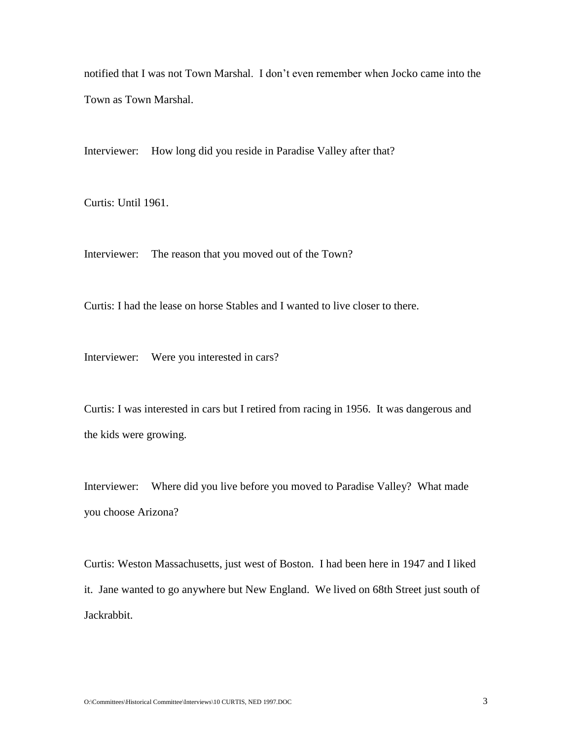notified that I was not Town Marshal. I don't even remember when Jocko came into the Town as Town Marshal.

Interviewer: How long did you reside in Paradise Valley after that?

Curtis: Until 1961.

Interviewer: The reason that you moved out of the Town?

Curtis: I had the lease on horse Stables and I wanted to live closer to there.

Interviewer: Were you interested in cars?

Curtis: I was interested in cars but I retired from racing in 1956. It was dangerous and the kids were growing.

Interviewer: Where did you live before you moved to Paradise Valley? What made you choose Arizona?

Curtis: Weston Massachusetts, just west of Boston. I had been here in 1947 and I liked it. Jane wanted to go anywhere but New England. We lived on 68th Street just south of Jackrabbit.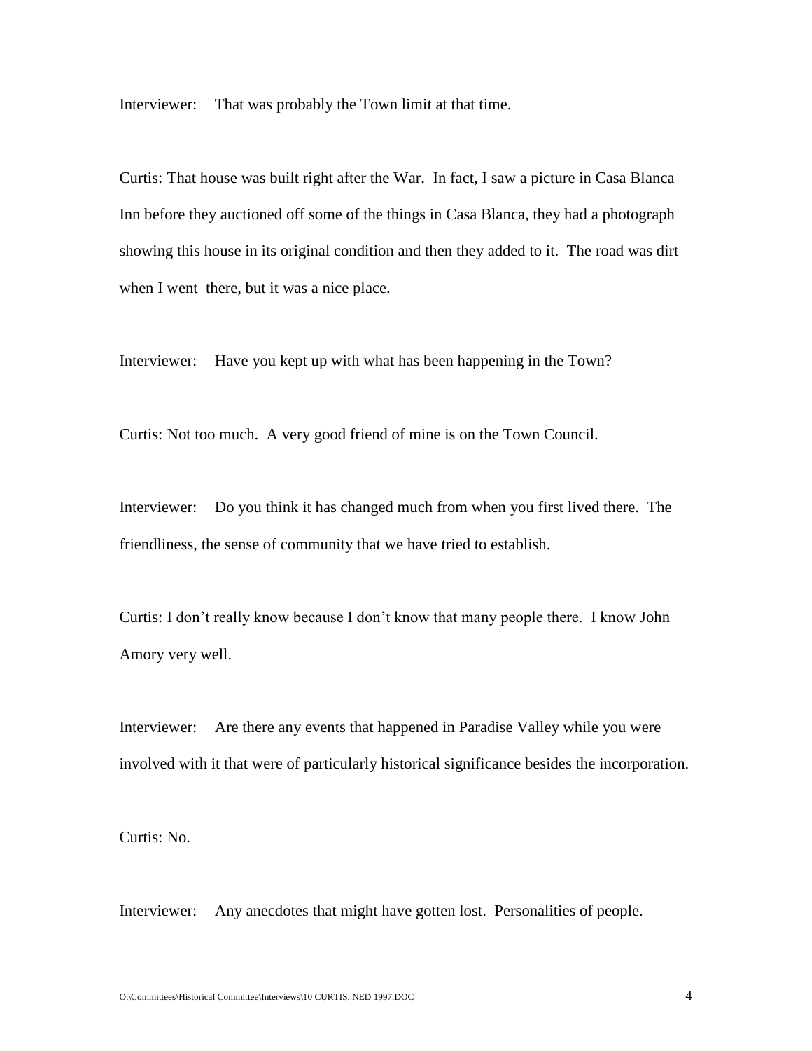Interviewer: That was probably the Town limit at that time.

Curtis: That house was built right after the War. In fact, I saw a picture in Casa Blanca Inn before they auctioned off some of the things in Casa Blanca, they had a photograph showing this house in its original condition and then they added to it. The road was dirt when I went there, but it was a nice place.

Interviewer: Have you kept up with what has been happening in the Town?

Curtis: Not too much. A very good friend of mine is on the Town Council.

Interviewer: Do you think it has changed much from when you first lived there. The friendliness, the sense of community that we have tried to establish.

Curtis: I don't really know because I don't know that many people there. I know John Amory very well.

Interviewer: Are there any events that happened in Paradise Valley while you were involved with it that were of particularly historical significance besides the incorporation.

Curtis: No.

Interviewer: Any anecdotes that might have gotten lost. Personalities of people.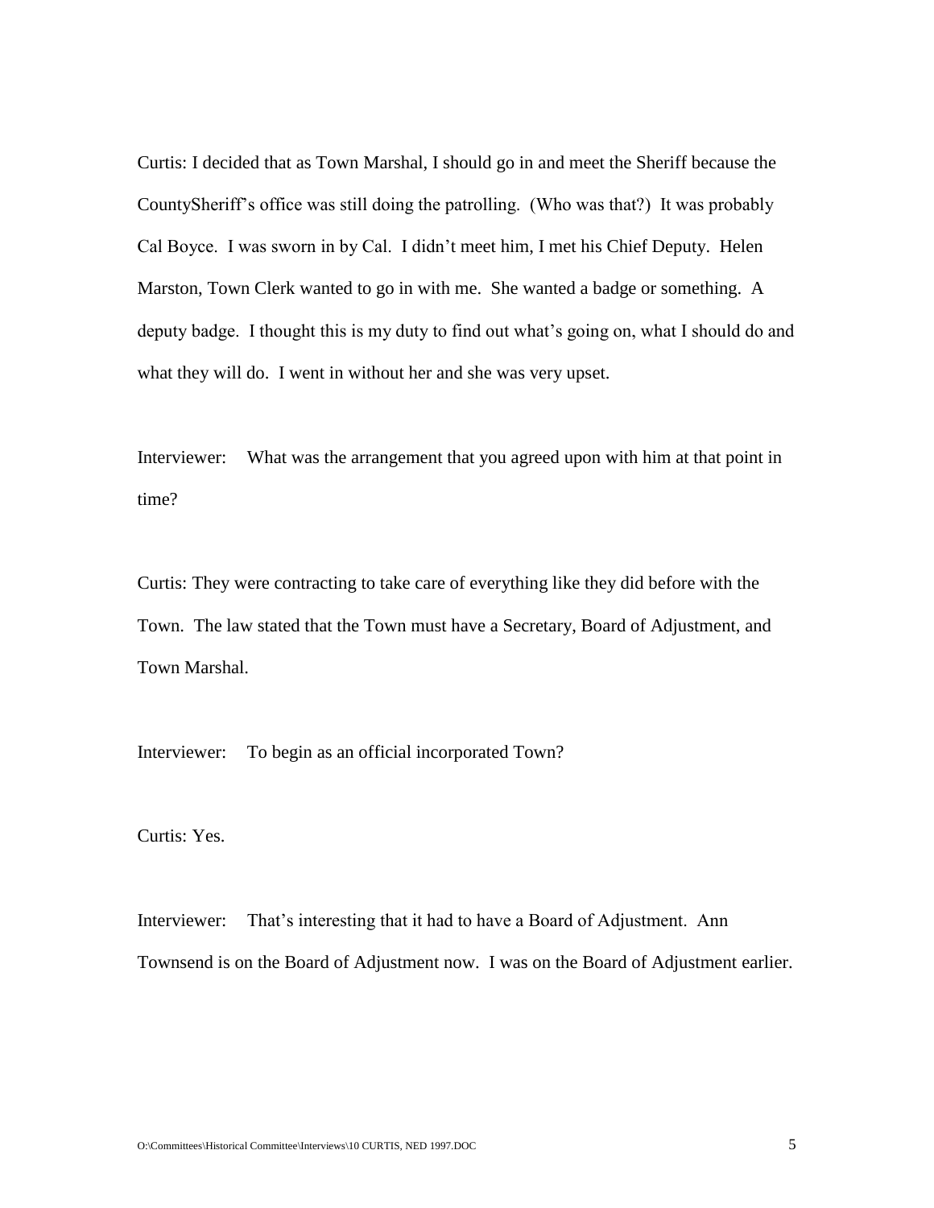Curtis: I decided that as Town Marshal, I should go in and meet the Sheriff because the CountySheriff's office was still doing the patrolling. (Who was that?) It was probably Cal Boyce. I was sworn in by Cal. I didn't meet him, I met his Chief Deputy. Helen Marston, Town Clerk wanted to go in with me. She wanted a badge or something. A deputy badge. I thought this is my duty to find out what's going on, what I should do and what they will do. I went in without her and she was very upset.

Interviewer: What was the arrangement that you agreed upon with him at that point in time?

Curtis: They were contracting to take care of everything like they did before with the Town. The law stated that the Town must have a Secretary, Board of Adjustment, and Town Marshal.

Interviewer: To begin as an official incorporated Town?

Curtis: Yes.

Interviewer: That's interesting that it had to have a Board of Adjustment. Ann Townsend is on the Board of Adjustment now. I was on the Board of Adjustment earlier.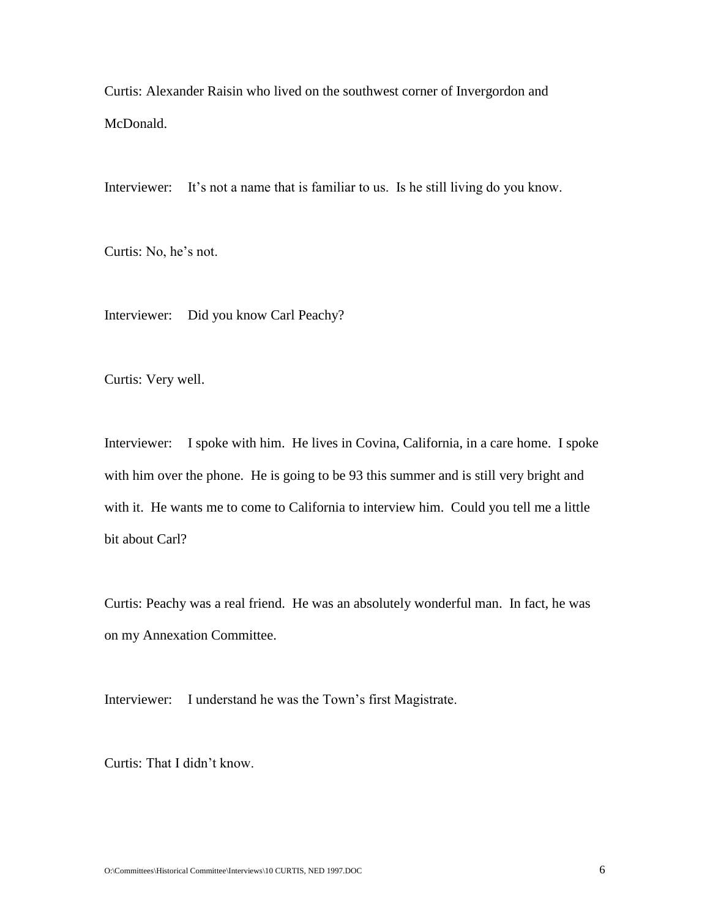Curtis: Alexander Raisin who lived on the southwest corner of Invergordon and McDonald.

Interviewer: It's not a name that is familiar to us. Is he still living do you know.

Curtis: No, he's not.

Interviewer: Did you know Carl Peachy?

Curtis: Very well.

Interviewer: I spoke with him. He lives in Covina, California, in a care home. I spoke with him over the phone. He is going to be 93 this summer and is still very bright and with it. He wants me to come to California to interview him. Could you tell me a little bit about Carl?

Curtis: Peachy was a real friend. He was an absolutely wonderful man. In fact, he was on my Annexation Committee.

Interviewer: I understand he was the Town's first Magistrate.

Curtis: That I didn't know.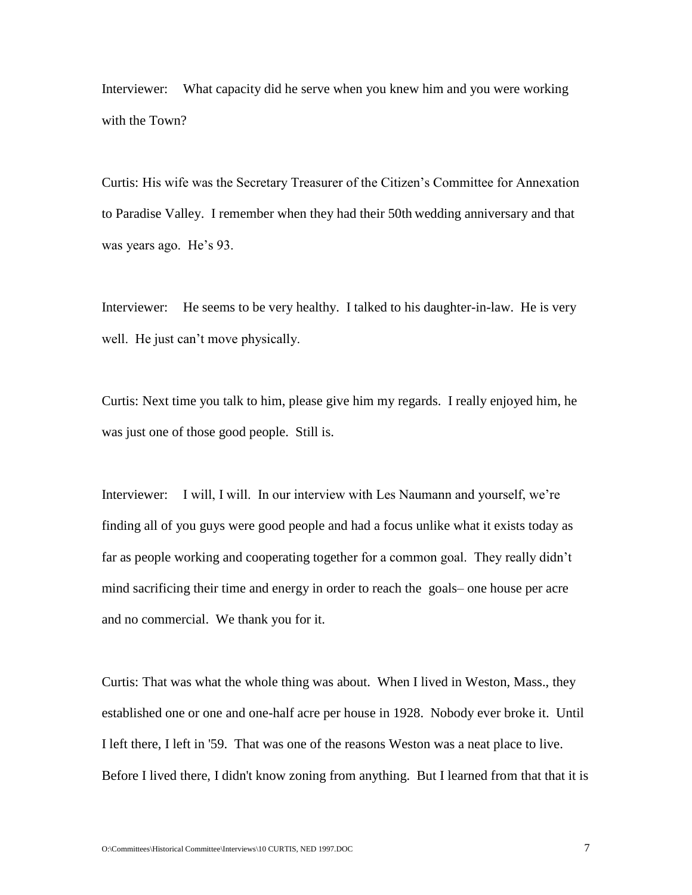Interviewer: What capacity did he serve when you knew him and you were working with the Town?

Curtis: His wife was the Secretary Treasurer of the Citizen's Committee for Annexation to Paradise Valley. I remember when they had their 50th wedding anniversary and that was years ago. He's 93.

Interviewer: He seems to be very healthy. I talked to his daughter-in-law. He is very well. He just can't move physically.

Curtis: Next time you talk to him, please give him my regards. I really enjoyed him, he was just one of those good people. Still is.

Interviewer: I will, I will. In our interview with Les Naumann and yourself, we're finding all of you guys were good people and had a focus unlike what it exists today as far as people working and cooperating together for a common goal. They really didn't mind sacrificing their time and energy in order to reach the goals– one house per acre and no commercial. We thank you for it.

Curtis: That was what the whole thing was about. When I lived in Weston, Mass., they established one or one and one-half acre per house in 1928. Nobody ever broke it. Until I left there, I left in '59. That was one of the reasons Weston was a neat place to live. Before I lived there, I didn't know zoning from anything. But I learned from that that it is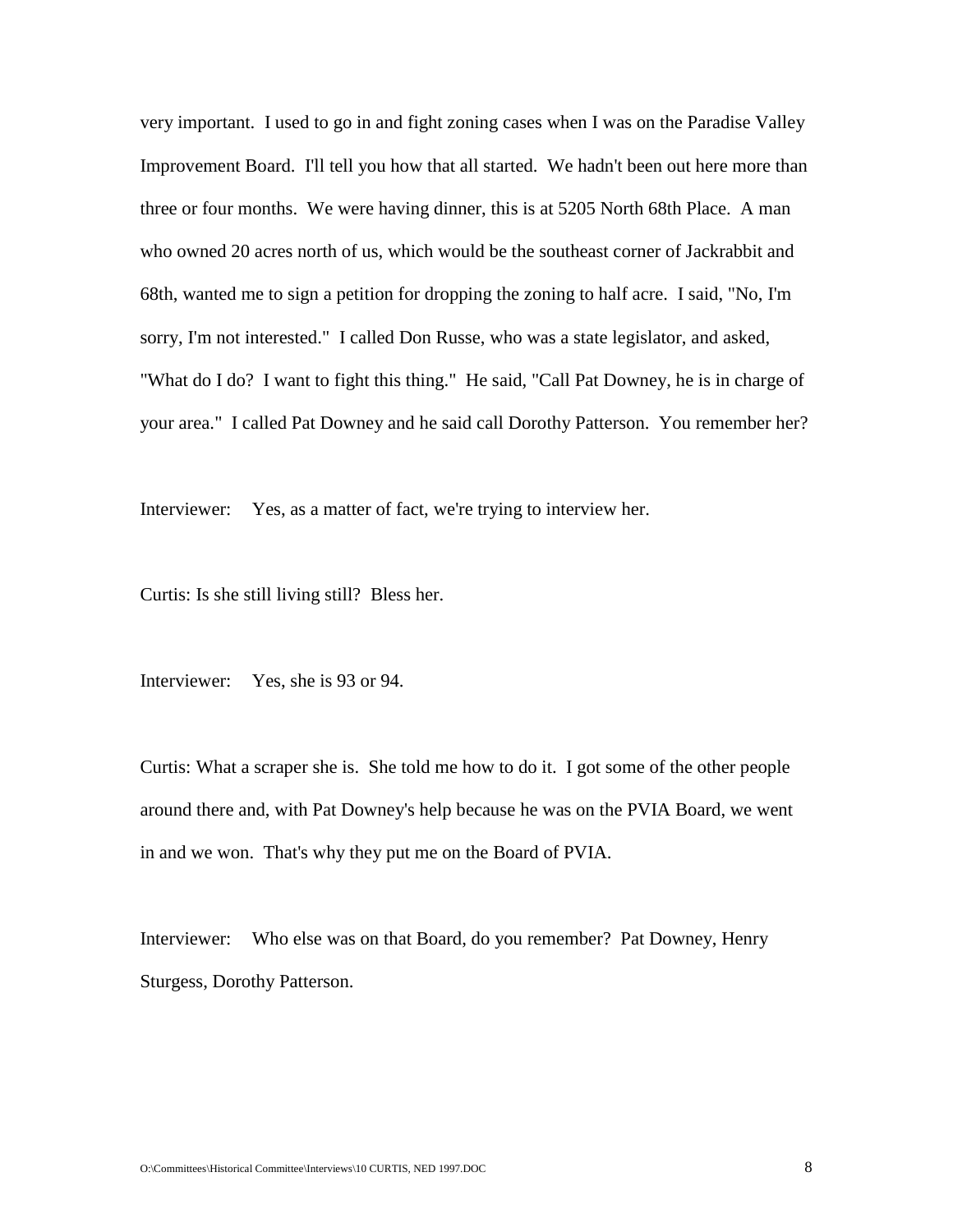very important. I used to go in and fight zoning cases when I was on the Paradise Valley Improvement Board. I'll tell you how that all started. We hadn't been out here more than three or four months. We were having dinner, this is at 5205 North 68th Place. A man who owned 20 acres north of us, which would be the southeast corner of Jackrabbit and 68th, wanted me to sign a petition for dropping the zoning to half acre. I said, "No, I'm sorry, I'm not interested." I called Don Russe, who was a state legislator, and asked, "What do I do? I want to fight this thing." He said, "Call Pat Downey, he is in charge of your area." I called Pat Downey and he said call Dorothy Patterson. You remember her?

Interviewer: Yes, as a matter of fact, we're trying to interview her.

Curtis: Is she still living still? Bless her.

Interviewer: Yes, she is 93 or 94.

Curtis: What a scraper she is. She told me how to do it. I got some of the other people around there and, with Pat Downey's help because he was on the PVIA Board, we went in and we won. That's why they put me on the Board of PVIA.

Interviewer: Who else was on that Board, do you remember? Pat Downey, Henry Sturgess, Dorothy Patterson.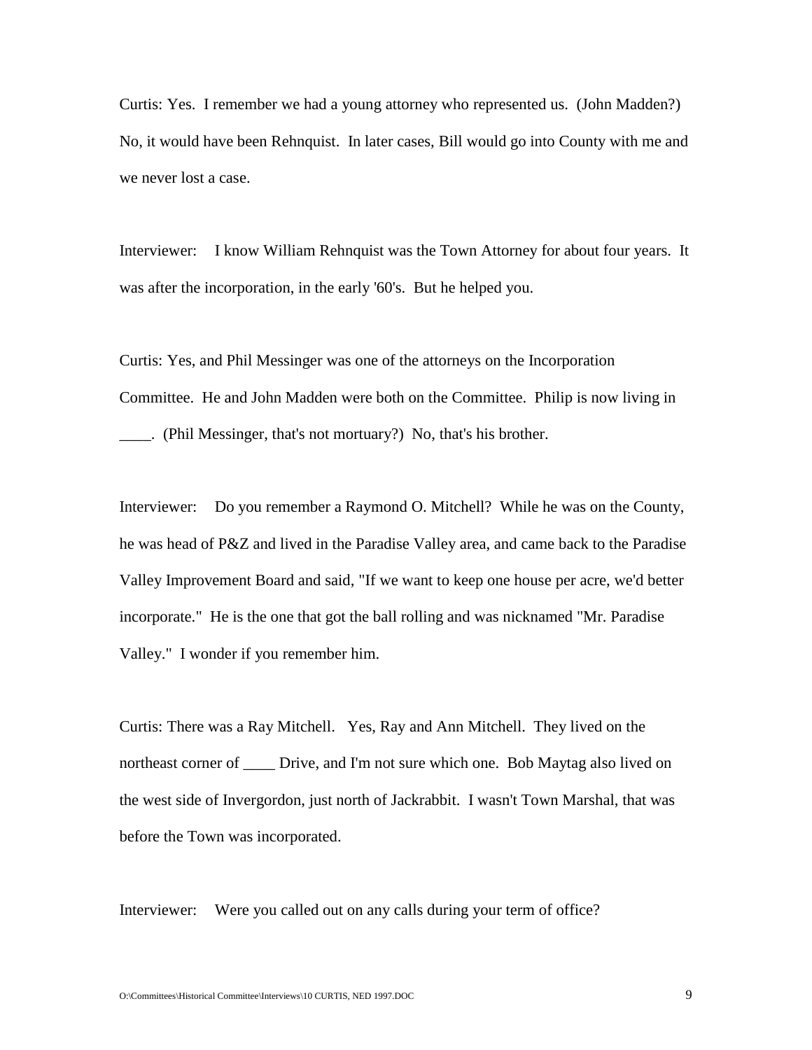Curtis: Yes. I remember we had a young attorney who represented us. (John Madden?) No, it would have been Rehnquist. In later cases, Bill would go into County with me and we never lost a case.

Interviewer: I know William Rehnquist was the Town Attorney for about four years. It was after the incorporation, in the early '60's. But he helped you.

Curtis: Yes, and Phil Messinger was one of the attorneys on the Incorporation Committee. He and John Madden were both on the Committee. Philip is now living in ____. (Phil Messinger, that's not mortuary?) No, that's his brother.

Interviewer: Do you remember a Raymond O. Mitchell? While he was on the County, he was head of P&Z and lived in the Paradise Valley area, and came back to the Paradise Valley Improvement Board and said, "If we want to keep one house per acre, we'd better incorporate." He is the one that got the ball rolling and was nicknamed "Mr. Paradise Valley." I wonder if you remember him.

Curtis: There was a Ray Mitchell. Yes, Ray and Ann Mitchell. They lived on the northeast corner of ____ Drive, and I'm not sure which one. Bob Maytag also lived on the west side of Invergordon, just north of Jackrabbit. I wasn't Town Marshal, that was before the Town was incorporated.

Interviewer: Were you called out on any calls during your term of office?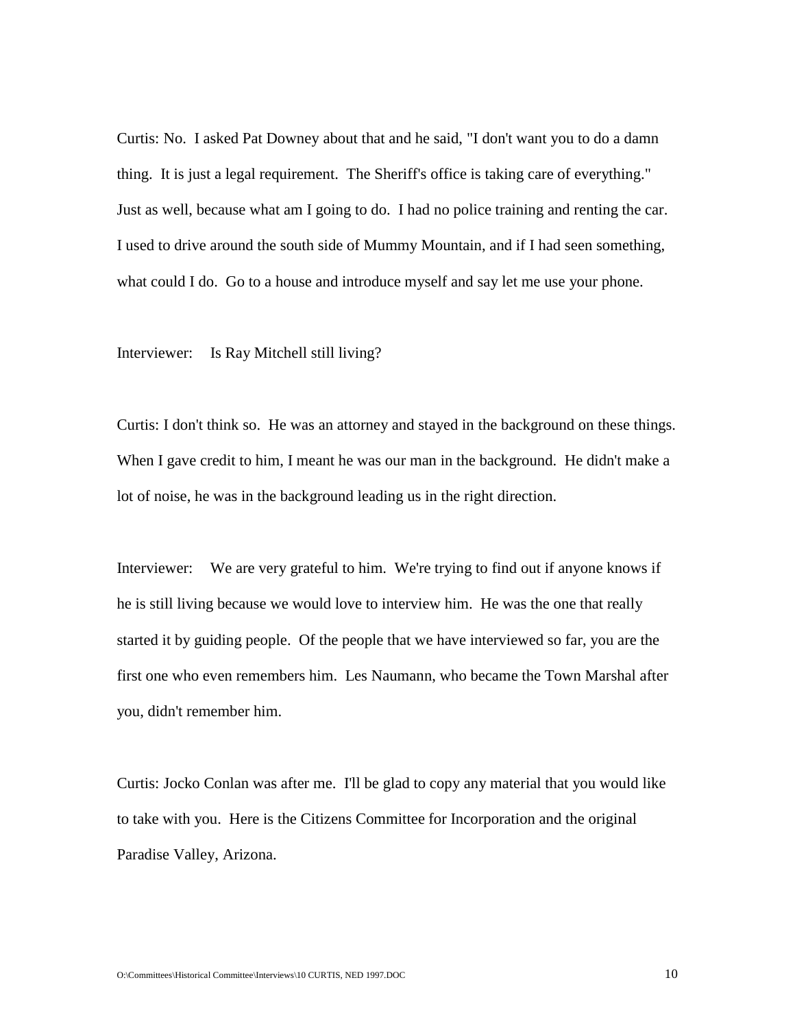Curtis: No. I asked Pat Downey about that and he said, "I don't want you to do a damn thing. It is just a legal requirement. The Sheriff's office is taking care of everything." Just as well, because what am I going to do. I had no police training and renting the car. I used to drive around the south side of Mummy Mountain, and if I had seen something, what could I do. Go to a house and introduce myself and say let me use your phone.

Interviewer: Is Ray Mitchell still living?

Curtis: I don't think so. He was an attorney and stayed in the background on these things. When I gave credit to him, I meant he was our man in the background. He didn't make a lot of noise, he was in the background leading us in the right direction.

Interviewer: We are very grateful to him. We're trying to find out if anyone knows if he is still living because we would love to interview him. He was the one that really started it by guiding people. Of the people that we have interviewed so far, you are the first one who even remembers him. Les Naumann, who became the Town Marshal after you, didn't remember him.

Curtis: Jocko Conlan was after me. I'll be glad to copy any material that you would like to take with you. Here is the Citizens Committee for Incorporation and the original Paradise Valley, Arizona.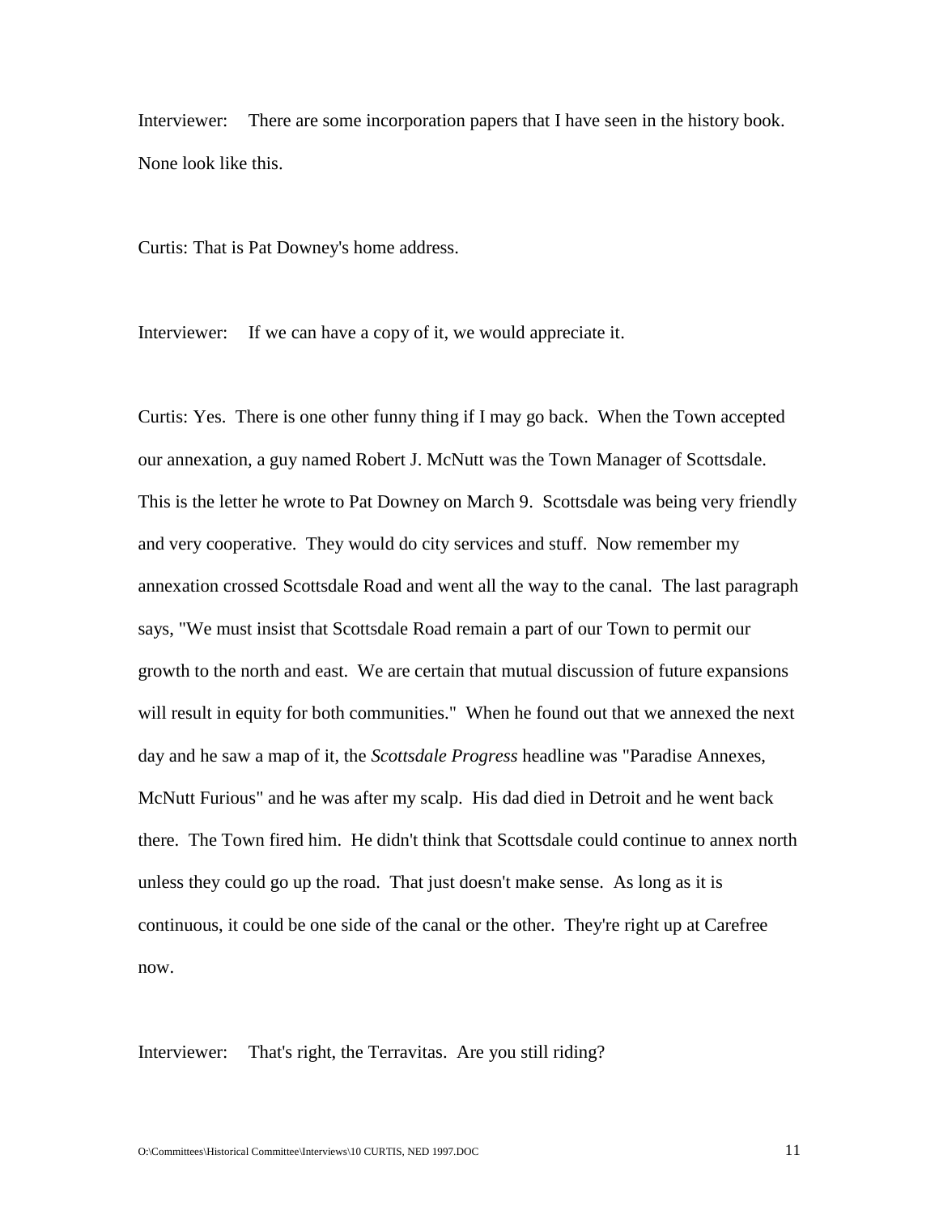Interviewer: There are some incorporation papers that I have seen in the history book. None look like this.

Curtis: That is Pat Downey's home address.

Interviewer: If we can have a copy of it, we would appreciate it.

Curtis: Yes. There is one other funny thing if I may go back. When the Town accepted our annexation, a guy named Robert J. McNutt was the Town Manager of Scottsdale. This is the letter he wrote to Pat Downey on March 9. Scottsdale was being very friendly and very cooperative. They would do city services and stuff. Now remember my annexation crossed Scottsdale Road and went all the way to the canal. The last paragraph says, "We must insist that Scottsdale Road remain a part of our Town to permit our growth to the north and east. We are certain that mutual discussion of future expansions will result in equity for both communities." When he found out that we annexed the next day and he saw a map of it, the *Scottsdale Progress* headline was "Paradise Annexes, McNutt Furious" and he was after my scalp. His dad died in Detroit and he went back there. The Town fired him. He didn't think that Scottsdale could continue to annex north unless they could go up the road. That just doesn't make sense. As long as it is continuous, it could be one side of the canal or the other. They're right up at Carefree now.

Interviewer: That's right, the Terravitas. Are you still riding?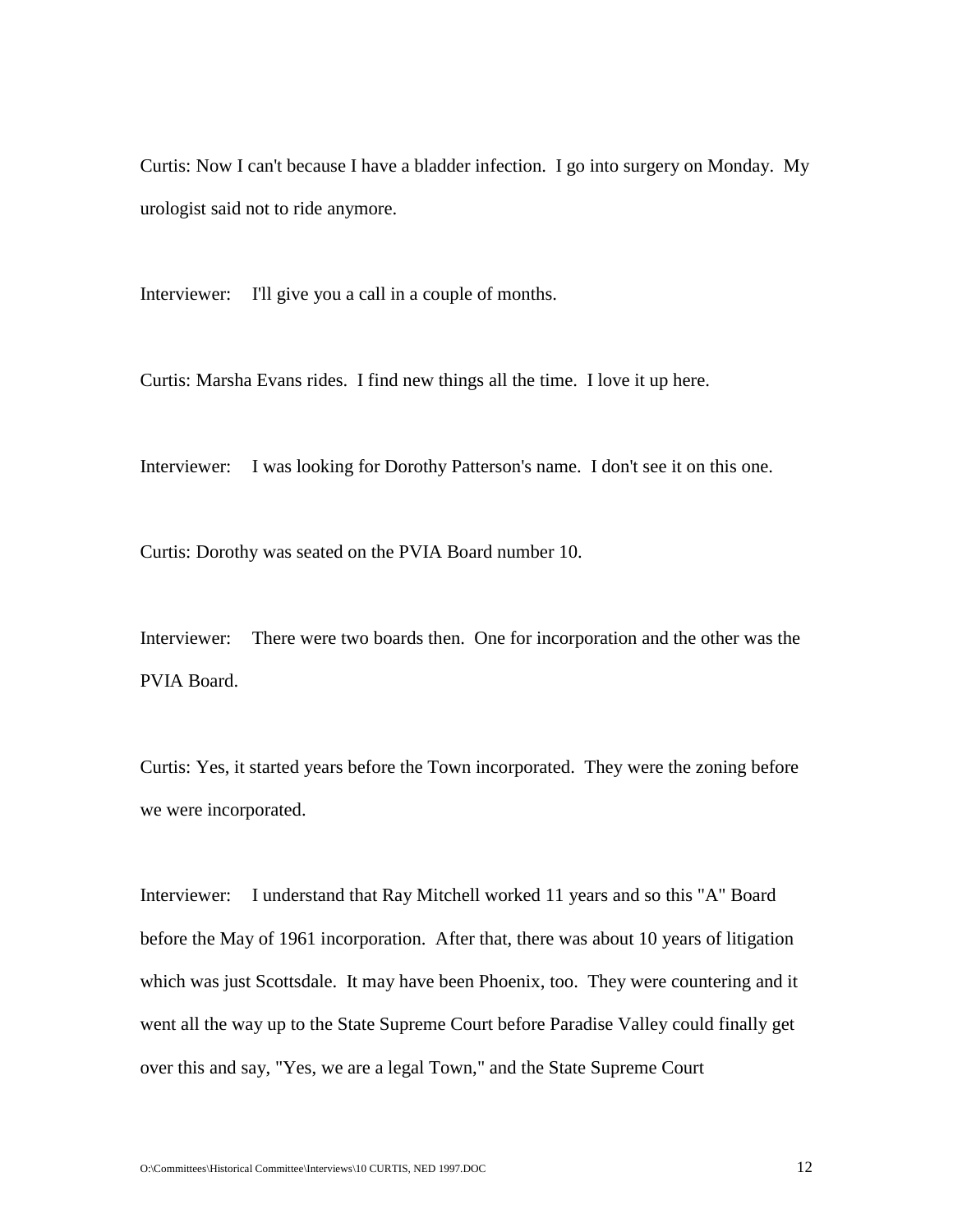Curtis: Now I can't because I have a bladder infection. I go into surgery on Monday. My urologist said not to ride anymore.

Interviewer: I'll give you a call in a couple of months.

Curtis: Marsha Evans rides. I find new things all the time. I love it up here.

Interviewer: I was looking for Dorothy Patterson's name. I don't see it on this one.

Curtis: Dorothy was seated on the PVIA Board number 10.

Interviewer: There were two boards then. One for incorporation and the other was the PVIA Board.

Curtis: Yes, it started years before the Town incorporated. They were the zoning before we were incorporated.

Interviewer: I understand that Ray Mitchell worked 11 years and so this "A" Board before the May of 1961 incorporation. After that, there was about 10 years of litigation which was just Scottsdale. It may have been Phoenix, too. They were countering and it went all the way up to the State Supreme Court before Paradise Valley could finally get over this and say, "Yes, we are a legal Town," and the State Supreme Court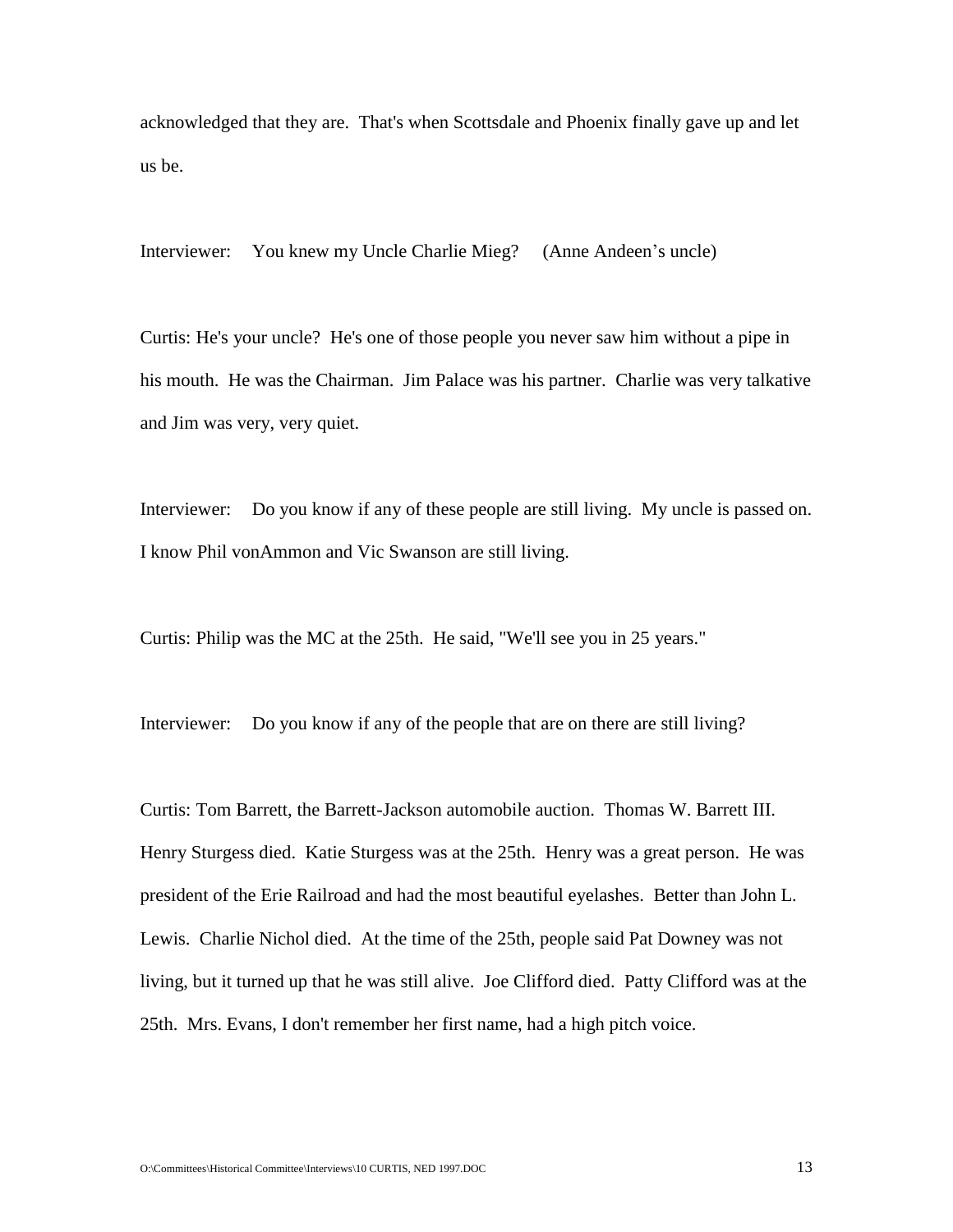acknowledged that they are. That's when Scottsdale and Phoenix finally gave up and let us be.

Interviewer: You knew my Uncle Charlie Mieg? (Anne Andeen's uncle)

Curtis: He's your uncle? He's one of those people you never saw him without a pipe in his mouth. He was the Chairman. Jim Palace was his partner. Charlie was very talkative and Jim was very, very quiet.

Interviewer: Do you know if any of these people are still living. My uncle is passed on. I know Phil vonAmmon and Vic Swanson are still living.

Curtis: Philip was the MC at the 25th. He said, "We'll see you in 25 years."

Interviewer: Do you know if any of the people that are on there are still living?

Curtis: Tom Barrett, the Barrett-Jackson automobile auction. Thomas W. Barrett III. Henry Sturgess died. Katie Sturgess was at the 25th. Henry was a great person. He was president of the Erie Railroad and had the most beautiful eyelashes. Better than John L. Lewis. Charlie Nichol died. At the time of the 25th, people said Pat Downey was not living, but it turned up that he was still alive. Joe Clifford died. Patty Clifford was at the 25th. Mrs. Evans, I don't remember her first name, had a high pitch voice.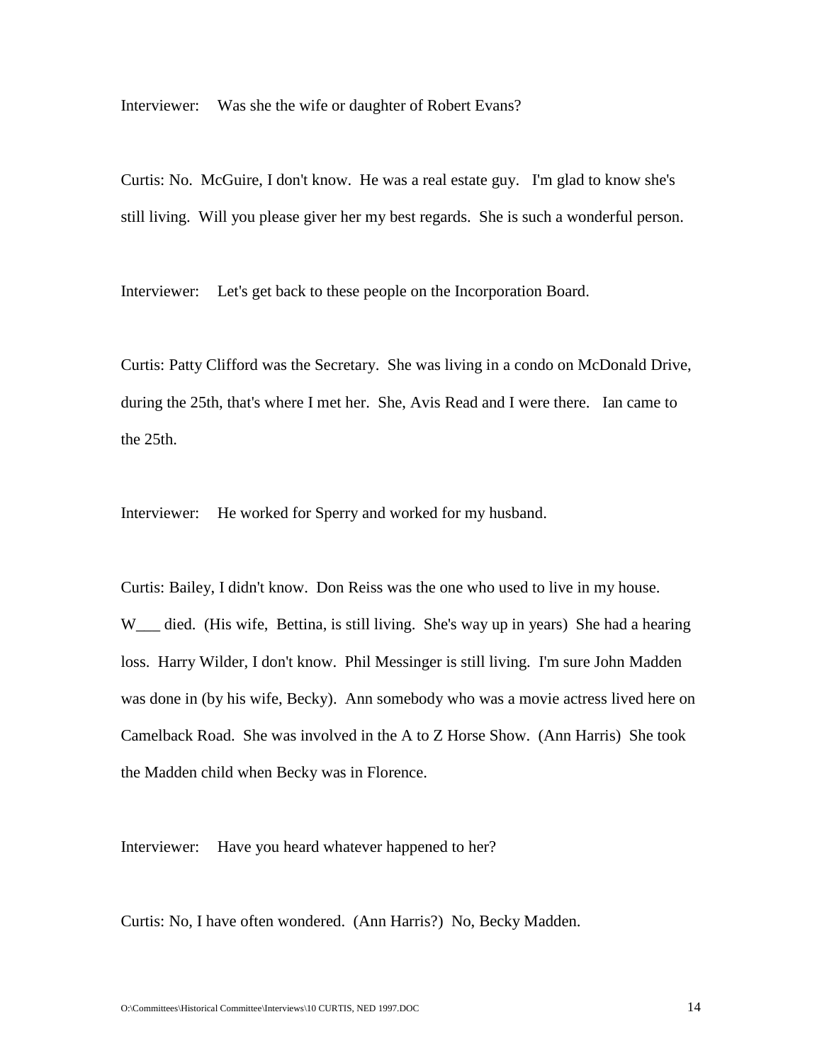Interviewer: Was she the wife or daughter of Robert Evans?

Curtis: No. McGuire, I don't know. He was a real estate guy. I'm glad to know she's still living. Will you please giver her my best regards. She is such a wonderful person.

Interviewer: Let's get back to these people on the Incorporation Board.

Curtis: Patty Clifford was the Secretary. She was living in a condo on McDonald Drive, during the 25th, that's where I met her. She, Avis Read and I were there. Ian came to the 25th.

Interviewer: He worked for Sperry and worked for my husband.

Curtis: Bailey, I didn't know. Don Reiss was the one who used to live in my house. W___ died. (His wife, Bettina, is still living. She's way up in years) She had a hearing loss. Harry Wilder, I don't know. Phil Messinger is still living. I'm sure John Madden was done in (by his wife, Becky). Ann somebody who was a movie actress lived here on Camelback Road. She was involved in the A to Z Horse Show. (Ann Harris) She took the Madden child when Becky was in Florence.

Interviewer: Have you heard whatever happened to her?

Curtis: No, I have often wondered. (Ann Harris?) No, Becky Madden.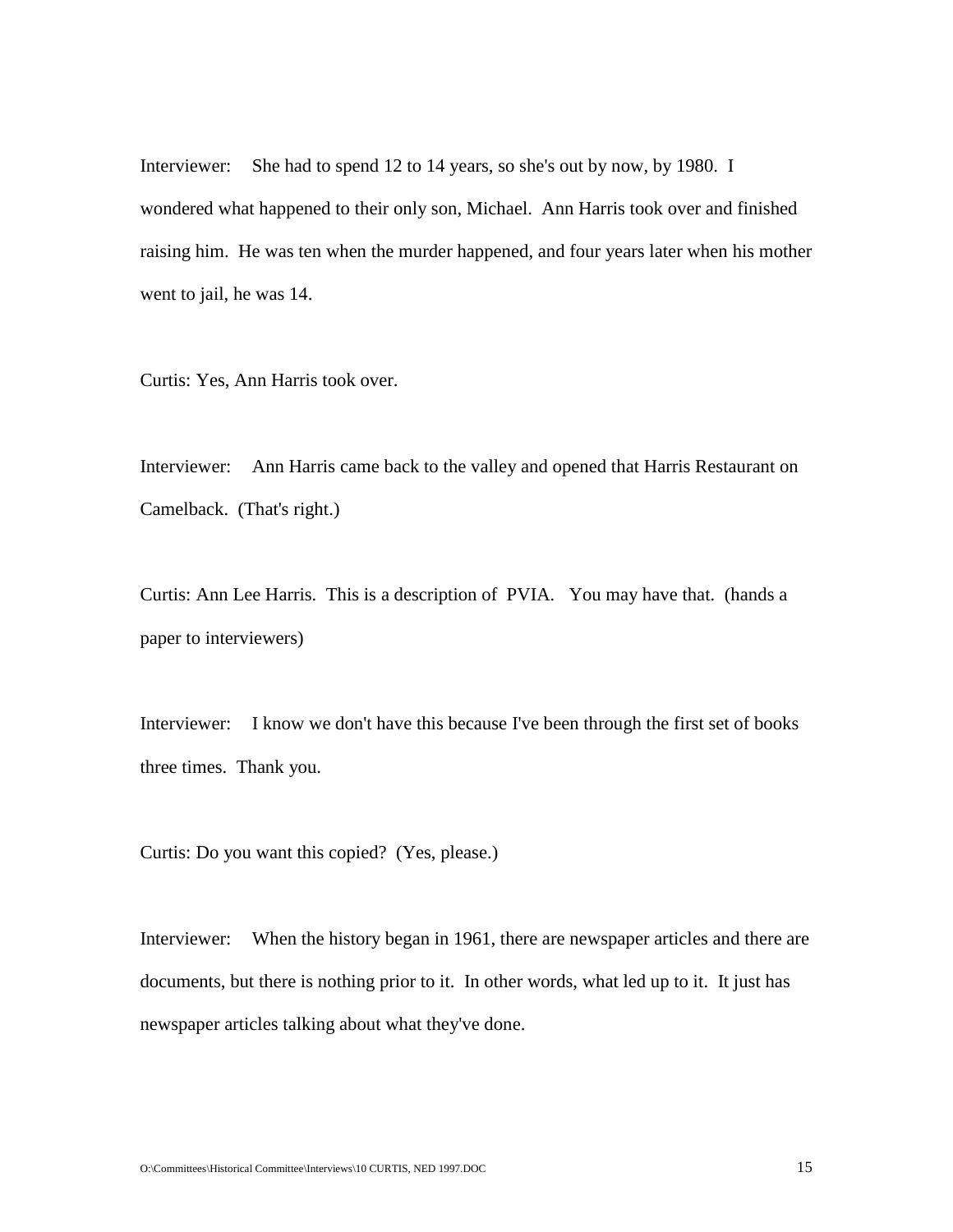Interviewer: She had to spend 12 to 14 years, so she's out by now, by 1980. I wondered what happened to their only son, Michael. Ann Harris took over and finished raising him. He was ten when the murder happened, and four years later when his mother went to jail, he was 14.

Curtis: Yes, Ann Harris took over.

Interviewer: Ann Harris came back to the valley and opened that Harris Restaurant on Camelback. (That's right.)

Curtis: Ann Lee Harris. This is a description of PVIA. You may have that. (hands a paper to interviewers)

Interviewer: I know we don't have this because I've been through the first set of books three times. Thank you.

Curtis: Do you want this copied? (Yes, please.)

Interviewer: When the history began in 1961, there are newspaper articles and there are documents, but there is nothing prior to it. In other words, what led up to it. It just has newspaper articles talking about what they've done.

O:\Committees\Historical Committee\Interviews\10 CURTIS, NED 1997.DOC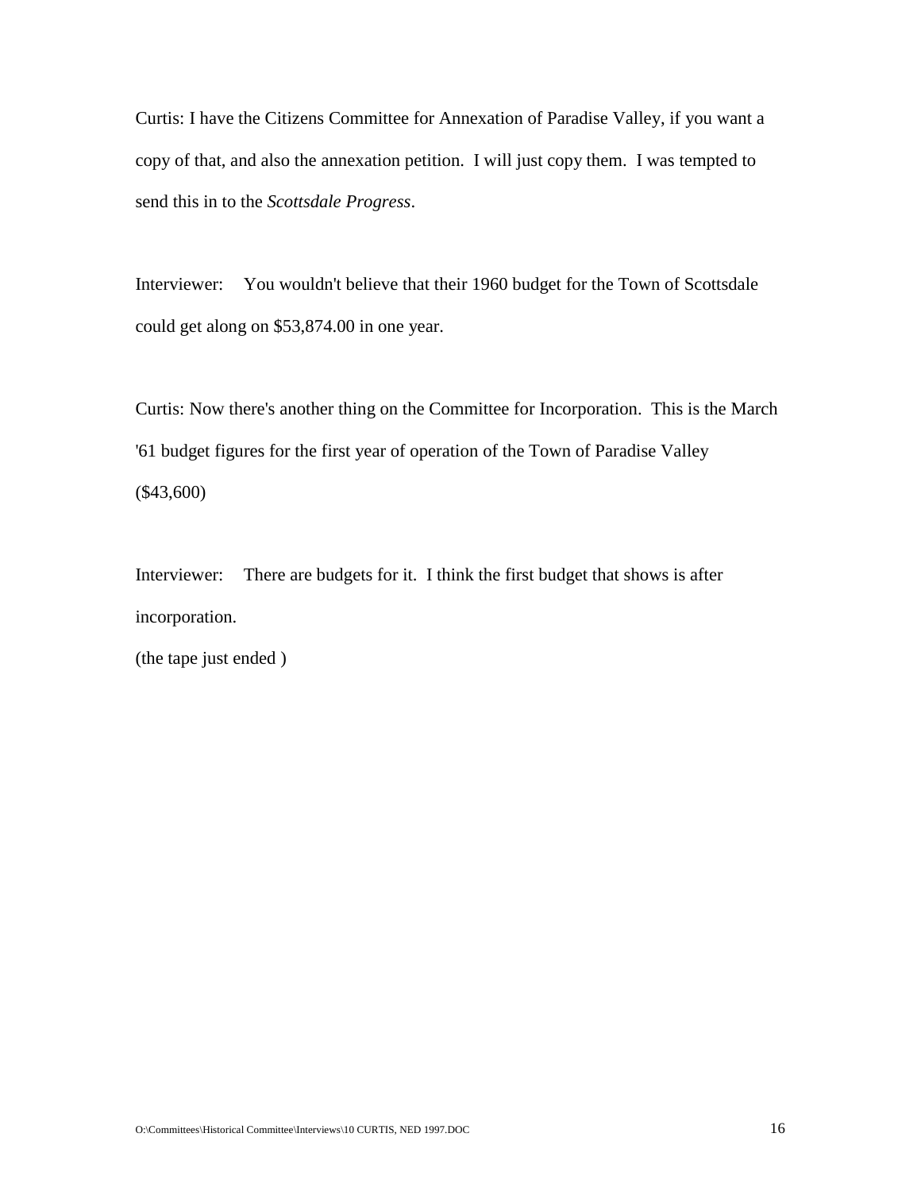Curtis: I have the Citizens Committee for Annexation of Paradise Valley, if you want a copy of that, and also the annexation petition. I will just copy them. I was tempted to send this in to the *Scottsdale Progress*.

Interviewer: You wouldn't believe that their 1960 budget for the Town of Scottsdale could get along on $53,874.00 in one year.

Curtis: Now there's another thing on the Committee for Incorporation. This is the March '61 budget figures for the first year of operation of the Town of Paradise Valley ($43,600)

Interviewer: There are budgets for it. I think the first budget that shows is after incorporation.

(the tape just ended )